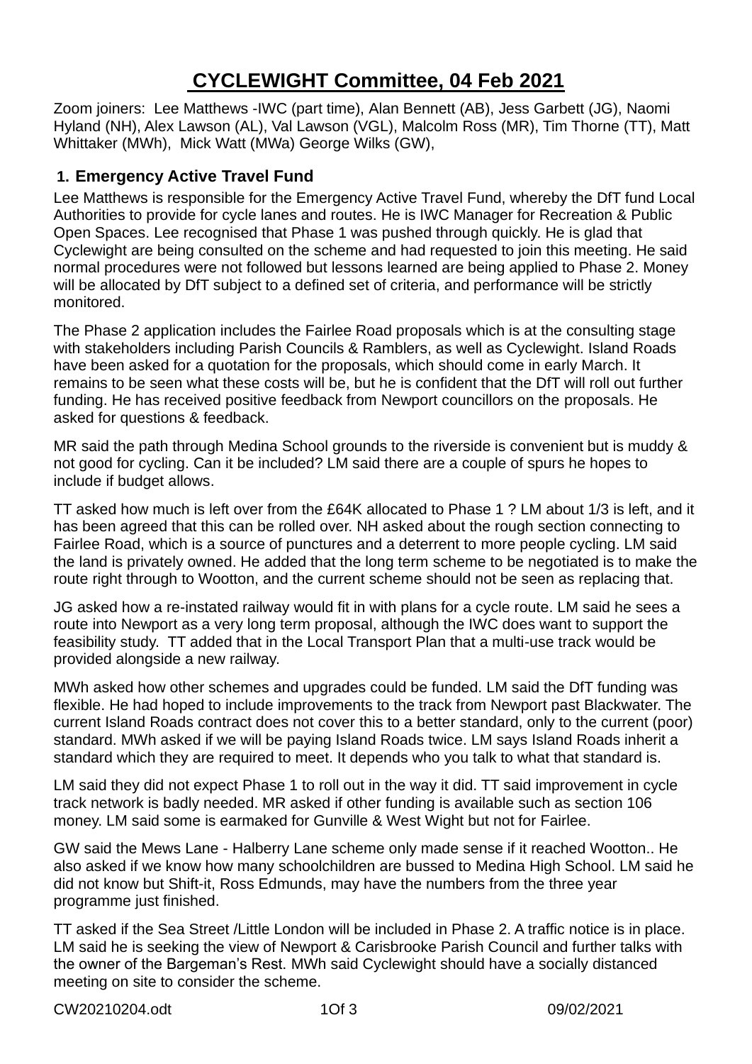# CYCLEWIGHT Committee, 04 Feb 2021

Zoom joiners: Lee Matthews -IWC (part time), Alan Bennett (AB), Jess Garbett (JG), Naomi Hyland (NH), Alex Lawson (AL), Val Lawson (VGL), Malcolm Ross (MR), Tim Thorne (TT), Matt Whittaker (MWh), Mick Watt (MWa) George Wilks (GW),

## 1. Emergency Active Travel Fund

Lee Matthews is responsible for the Emergency Active Travel Fund, whereby the DfT fund Local Authorities to provide for cycle lanes and routes. He is IWC Manager for Recreation & Public Open Spaces. Lee recognised that Phase 1 was pushed through quickly. He is glad that Cyclewight are being consulted on the scheme and had requested to join this meeting. He said normal procedures were not followed but lessons learned are being applied to Phase 2. Money will be allocated by DfT subject to a defined set of criteria, and performance will be strictly monitored.

The Phase 2 application includes the Fairlee Road proposals which is at the consulting stage with stakeholders including Parish Councils & Ramblers, as well as Cyclewight. Island Roads have been asked for a quotation for the proposals, which should come in early March. It remains to be seen what these costs will be, but he is confident that the DfT will roll out further funding. He has received positive feedback from Newport councillors on the proposals. He asked for questions & feedback.

MR said the path through Medina School grounds to the riverside is convenient but is muddy & not good for cycling. Can it be included? LM said there are a couple of spurs he hopes to include if budget allows.

TT asked how much is left over from the £64K allocated to Phase 1 ? LM about 1/3 is left, and it has been agreed that this can be rolled over. NH asked about the rough section connecting to Fairlee Road, which is a source of punctures and a deterrent to more people cycling. LM said the land is privately owned. He added that the long term scheme to be negotiated is to make the route right through to Wootton, and the current scheme should not be seen as replacing that.

JG asked how a re-instated railway would fit in with plans for a cycle route. LM said he sees a route into Newport as a very long term proposal, although the IWC does want to support the feasibility study. TT added that in the Local Transport Plan that a multi-use track would be provided alongside a new railway.

MWh asked how other schemes and upgrades could be funded. LM said the DfT funding was flexible. He had hoped to include improvements to the track from Newport past Blackwater. The current Island Roads contract does not cover this to a better standard, only to the current (poor) standard. MWh asked if we will be paying Island Roads twice. LM says Island Roads inherit a standard which they are required to meet. It depends who you talk to what that standard is.

LM said they did not expect Phase 1 to roll out in the way it did. TT said improvement in cycle track network is badly needed. MR asked if other funding is available such as section 106 money. LM said some is earmaked for Gunville & West Wight but not for Fairlee.

GW said the Mews Lane - Halberry Lane scheme only made sense if it reached Wootton.. He also asked if we know how many schoolchildren are bussed to Medina High School. LM said he did not know but Shift-it, Ross Edmunds, may have the numbers from the three year programme just finished.

TT asked if the Sea Street /Little London will be included in Phase 2. A traffic notice is in place. LM said he is seeking the view of Newport & Carisbrooke Parish Council and further talks with the owner of the Bargeman's Rest. MWh said Cyclewight should have a socially distanced meeting on site to consider the scheme.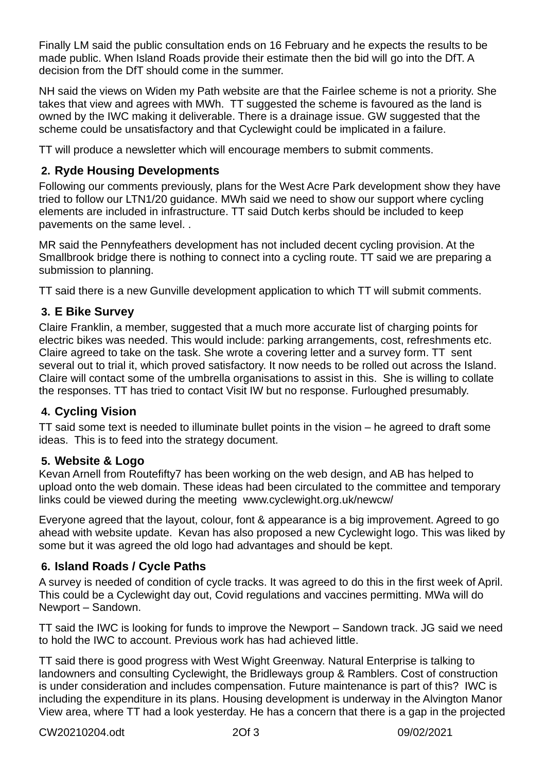Finally LM said the public consultation ends on 16 February and he expects the results to be made public. When Island Roads provide their estimate then the bid will go into the DfT. A decision from the DfT should come in the summer.

NH said the views on Widen my Path website are that the Fairlee scheme is not a priority. She takes that view and agrees with MWh. TT suggested the scheme is favoured as the land is owned by the IWC making it deliverable. There is a drainage issue. GW suggested that the scheme could be unsatisfactory and that Cyclewight could be implicated in a failure.

TT will produce a newsletter which will encourage members to submit comments.

## 2. Ryde Housing Developments

Following our comments previously, plans for the West Acre Park development show they have tried to follow our LTN1/20 guidance. MWh said we need to show our support where cycling elements are included in infrastructure. TT said Dutch kerbs should be included to keep pavements on the same level. .

MR said the Pennyfeathers development has not included decent cycling provision. At the Smallbrook bridge there is nothing to connect into a cycling route. TT said we are preparing a submission to planning.

TT said there is a new Gunville development application to which TT will submit comments.

## 3. E Bike Survey

Claire Franklin, a member, suggested that a much more accurate list of charging points for electric bikes was needed. This would include: parking arrangements, cost, refreshments etc. Claire agreed to take on the task. She wrote a covering letter and a survey form. TT sent several out to trial it, which proved satisfactory. It now needs to be rolled out across the Island. Claire will contact some of the umbrella organisations to assist in this. She is willing to collate the responses. TT has tried to contact Visit IW but no response. Furloughed presumably.

## 4. Cycling Vision

TT said some text is needed to illuminate bullet points in the vision – he agreed to draft some ideas. This is to feed into the strategy document.

## 5. Website & Logo

Kevan Arnell from Routefifty7 has been working on the web design, and AB has helped to upload onto the web domain. These ideas had been circulated to the committee and temporary links could be viewed during the meeting www.cyclewight.org.uk/newcw/

Everyone agreed that the layout, colour, font & appearance is a big improvement. Agreed to go ahead with website update. Kevan has also proposed a new Cyclewight logo. This was liked by some but it was agreed the old logo had advantages and should be kept.

## 6. Island Roads / Cycle Paths

A survey is needed of condition of cycle tracks. It was agreed to do this in the first week of April. This could be a Cyclewight day out, Covid regulations and vaccines permitting. MWa will do Newport – Sandown.

TT said the IWC is looking for funds to improve the Newport – Sandown track. JG said we need to hold the IWC to account. Previous work has had achieved little.

TT said there is good progress with West Wight Greenway. Natural Enterprise is talking to landowners and consulting Cyclewight, the Bridleways group & Ramblers. Cost of construction is under consideration and includes compensation. Future maintenance is part of this? IWC is including the expenditure in its plans. Housing development is underway in the Alvington Manor View area, where TT had a look yesterday. He has a concern that there is a gap in the projected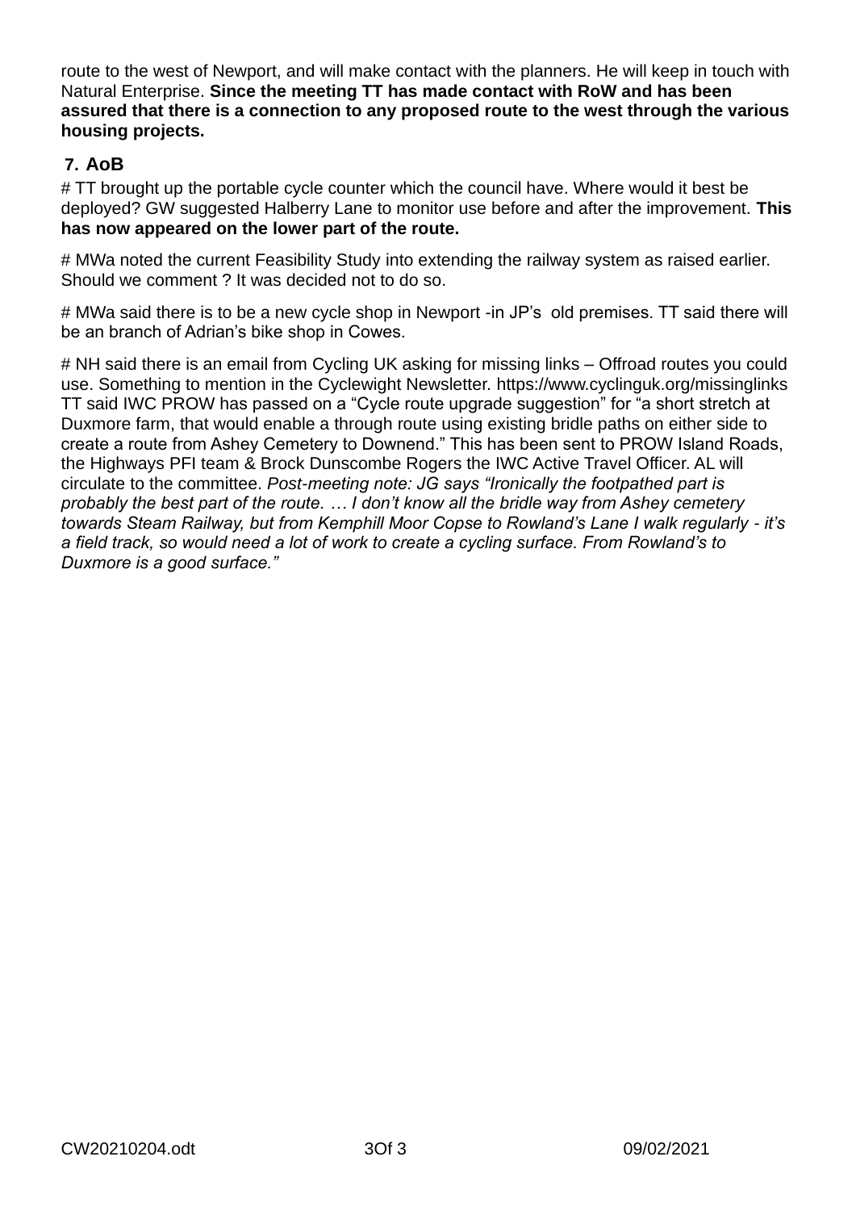route to the west of Newport, and will make contact with the planners. He will keep in touch with Natural Enterprise. **Since the meeting TT has made contact with RoW and has been assured that there is a connection to any proposed route to the west through the various housing projects.**

## 7. AoB

# TT brought up the portable cycle counter which the council have. Where would it best be deployed? GW suggested Halberry Lane to monitor use before and after the improvement. **This has now appeared on the lower part of the route.**

# MWa noted the current Feasibility Study into extending the railway system as raised earlier. Should we comment ? It was decided not to do so.

# MWa said there is to be a new cycle shop in Newport -in JP's old premises. TT said there will be an branch of Adrian's bike shop in Cowes.

# NH said there is an email from Cycling UK asking for missing links – Offroad routes you could use. Something to mention in the Cyclewight Newsletter. https://www.cyclinguk.org/missinglinks TT said IWC PROW has passed on a "Cycle route upgrade suggestion" for "a short stretch at Duxmore farm, that would enable a through route using existing bridle paths on either side to create a route from Ashey Cemetery to Downend." This has been sent to PROW Island Roads, the Highways PFI team & Brock Dunscombe Rogers the IWC Active Travel Officer. AL will circulate to the committee. *Post-meeting note: JG says "Ironically the footpathed part is probably the best part of the route. … I don't know all the bridle way from Ashey cemetery towards Steam Railway, but from Kemphill Moor Copse to Rowland's Lane I walk regularly - it's a field track, so would need a lot of work to create a cycling surface. From Rowland's to Duxmore is a good surface."*